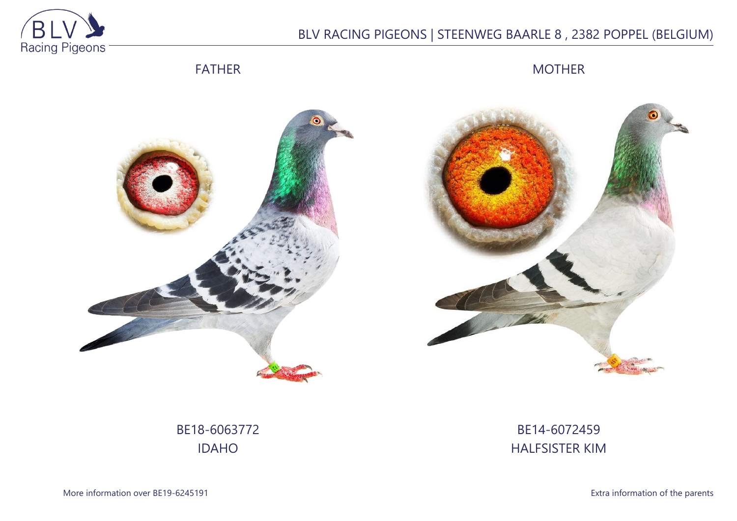BLV RACING PIGEONS | STEENWEG BAARLE 8 , 2382 POPPEL (BELGIUM)

| FATHER | MOTHER |
| --- | --- |
| BE18-6063772 | BE14-6072459 |
| IDAHO | HALFSISTER KIM |

More information over BE19-6245191

Extra information of the parents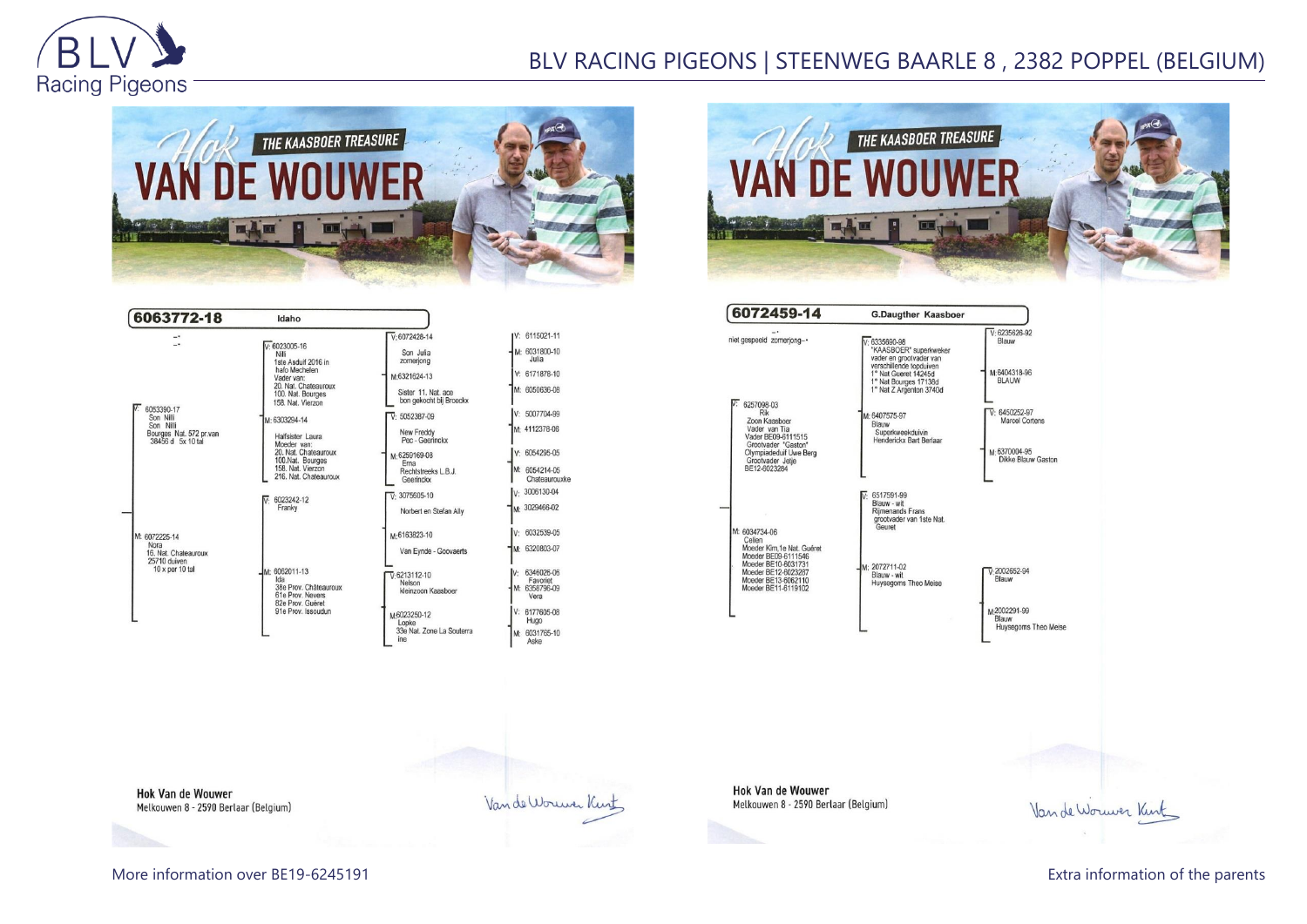THE KAASBOER TREASURE

# Hok VAN DE WOUWER

## 6063772-18 Idaho

-.-
-.-

V: 6053390-17
Son Nili
Son Nilli
Bourges Nat. 572 pr.van 38456 d 5x 10 tal

V: 6023005-16
Nili
1ste Asduif 2016 in hafo Mechelen
Vader van:
20. Nat. Chateauroux
100. Nat. Bourges
158. Nat. Vierzon

V: 6072428-14
Son Julia
zomerjong

V: 6115021-11

M: 6031800-10
Julia

M: 6321624-13
Sister 11. Nat. ace
bon gekocht bij Broeckx

V: 6171878-10

M: 6050636-09

M: 6303294-14
Halfsister Laura
Moeder van:
20. Nat. Chateauroux
100. Nat. Bourges
158. Nat. Vierzon
216. Nat. Chateauroux

V: 5052387-09
New Freddy
Pec - Geerinckx

V: 5007704-99

M: 4112378-06

M: 6250169-08
Erna
Rechtstreeks L.B.J. Geerinckx

V: 6054295-05

M: 6054214-05
Chateaurouxke

M: 6072225-14
Nora
16. Nat. Chateauroux 25710 duiven
10 x per 10 tal

V: 6023242-12
Franky

V: 3075605-10
Norbert en Stefan Ally

V: 3006130-04

M: 3029466-02

M: 6163823-10
Van Eynde - Goovaerts

V: 6032539-05

M: 6320803-07

M: 6062011-13
Ida
38e Prov. Châteauroux
61e Prov. Nevers
82e Prov. Guéret
91e Prov. Issoudun

V: 6213112-10
Nelson
kleinzoon Kaasboer

V: 6346026-06
Favoriet

M: 6356796-09
Vera

M: 6023250-12
Lopke
33e Nat. Zone La Souterraine

V: 6177605-08
Hugo

M: 6031765-10
Aske

Hok Van de Wouwer
Melkouwen 8 - 2590 Berlaar (Belgium)

Van de Wouwer Kurt

THE KAASBOER TREASURE

# Hok VAN DE WOUWER

## 6072459-14 G.Daugther Kaasboer

-.-
niet gespeeld zomerjong--

V: 6257098-03
Rik
Zoon Kaasboer
Vader van Tia
Vader BE09-6111515
Grootvader "Gaston"
Olympiadeduif Uwe Berg
Grootvader Jetje
BE12-6023284

V: 6335690-98
"KAASBOER" superkweker
vader en grootvader van verschillende topduiven
1° Nat Gueret 14245d
1° Nat Bourges 17138d
1° Nat Z Argenton 3740d

V: 6235626-92
Blauw

M: 6404318-96
BLAUW

M: 6407575-97
Blauw
Superkweekduivin
Henderickx Bart Berlaar

V: 6450252-97
Marcel Cortens

M: 6370004-95
Dikke Blauw Gaston

M: 6034734-06
Cellen
Moeder Kim,1e Nat. Guéret
Moeder BE09-6111546
Moeder BE10-6031731
Moeder BE12-6023287
Moeder BE13-6062110
Moeder BE11-6119102

V: 6517591-99
Blauw - wit
Rijmenands Frans
grootvader van 1ste Nat. Geuret

M: 2072711-02
Blauw - wit
Huysegoms Theo Meise

V: 2002652-94
Blauw

M: 2002291-99
Blauw
Huysegoms Theo Meise

Hok Van de Wouwer
Melkouwen 8 - 2590 Berlaar (Belgium)

Van de Wouwer Kurt

More information over BE19-6245191

Extra information of the parents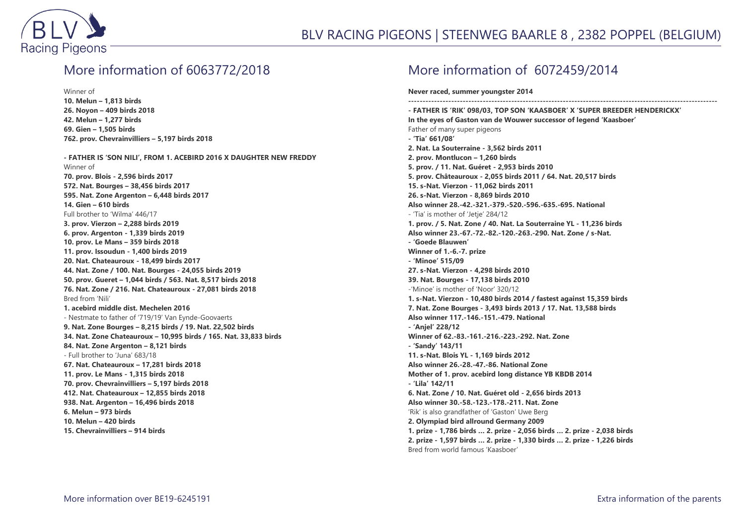## More information of 6063772/2018

Winner of
**10. Melun – 1,813 birds**
**26. Noyon – 409 birds 2018**
**42. Melun – 1,277 birds**
**69. Gien – 1,505 birds**
**762. prov. Chevrainvilliers – 5,197 birds 2018**

**- FATHER IS 'SON NILI', FROM 1. ACEBIRD 2016 X DAUGHTER NEW FREDDY**
Winner of
**70. prov. Blois - 2,596 birds 2017**
**572. Nat. Bourges – 38,456 birds 2017**
**595. Nat. Zone Argenton – 6,448 birds 2017**
**14. Gien – 610 birds**
Full brother to 'Wilma' 446/17
**3. prov. Vierzon – 2,288 birds 2019**
**6. prov. Argenton - 1,339 birds 2019**
**10. prov. Le Mans – 359 birds 2018**
**11. prov. Issoudun - 1,400 birds 2019**
**20. Nat. Chateauroux - 18,499 birds 2017**
**44. Nat. Zone / 100. Nat. Bourges - 24,055 birds 2019**
**50. prov. Gueret – 1,044 birds / 563. Nat. 8,517 birds 2018**
**76. Nat. Zone / 216. Nat. Chateauroux - 27,081 birds 2018**
Bred from 'Nili'
**1. acebird middle dist. Mechelen 2016**
- Nestmate to father of '719/19' Van Eynde-Goovaerts
**9. Nat. Zone Bourges – 8,215 birds / 19. Nat. 22,502 birds**
**34. Nat. Zone Chateauroux – 10,995 birds / 165. Nat. 33,833 birds**
**84. Nat. Zone Argenton – 8,121 birds**
- Full brother to 'Juna' 683/18
**67. Nat. Chateauroux – 17,281 birds 2018**
**11. prov. Le Mans - 1,315 birds 2018**
**70. prov. Chevrainvilliers – 5,197 birds 2018**
**412. Nat. Chateauroux – 12,855 birds 2018**
**938. Nat. Argenton – 16,496 birds 2018**
**6. Melun – 973 birds**
**10. Melun – 420 birds**
**15. Chevrainvilliers – 914 birds**

## More information of 6072459/2014

**Never raced, summer youngster 2014**

---

**- FATHER IS 'RIK' 098/03, TOP SON 'KAASBOER' X 'SUPER BREEDER HENDERICKX'**
**In the eyes of Gaston van de Wouwer successor of legend 'Kaasboer'**
Father of many super pigeons
**- 'Tia' 661/08'**
**2. Nat. La Souterraine - 3,562 birds 2011**
**2. prov. Montlucon – 1,260 birds**
**5. prov. / 11. Nat. Guéret - 2,953 birds 2010**
**5. prov. Châteauroux - 2,055 birds 2011 / 64. Nat. 20,517 birds**
**15. s-Nat. Vierzon - 11,062 birds 2011**
**26. s-Nat. Vierzon - 8,869 birds 2010**
**Also winner 28.-42.-321.-379.-520.-596.-635.-695. National**
- 'Tia' is mother of 'Jetje' 284/12
**1. prov. / 5. Nat. Zone / 40. Nat. La Souterraine YL - 11,236 birds**
**Also winner 23.-67.-72.-82.-120.-263.-290. Nat. Zone / s-Nat.**
**- 'Goede Blauwen'**
**Winner of 1.-6.-7. prize**
**- 'Minoe' 515/09**
**27. s-Nat. Vierzon - 4,298 birds 2010**
**39. Nat. Bourges - 17,138 birds 2010**
-'Minoe' is mother of 'Noor' 320/12
**1. s-Nat. Vierzon - 10,480 birds 2014 / fastest against 15,359 birds**
**7. Nat. Zone Bourges - 3,493 birds 2013 / 17. Nat. 13,588 birds**
**Also winner 117.-146.-151.-479. National**
**- 'Anjel' 228/12**
**Winner of 62.-83.-161.-216.-223.-292. Nat. Zone**
**- 'Sandy' 143/11**
**11. s-Nat. Blois YL - 1,169 birds 2012**
**Also winner 26.-28.-47.-86. National Zone**
**Mother of 1. prov. acebird long distance YB KBDB 2014**
**- 'Lila' 142/11**
**6. Nat. Zone / 10. Nat. Guéret old - 2,656 birds 2013**
**Also winner 30.-58.-123.-178.-211. Nat. Zone**
'Rik' is also grandfather of 'Gaston' Uwe Berg
**2. Olympiad bird allround Germany 2009**
**1. prize - 1,786 birds … 2. prize - 2,056 birds … 2. prize - 2,038 birds**
**2. prize - 1,597 birds … 2. prize - 1,330 birds … 2. prize - 1,226 birds**
Bred from world famous 'Kaasboer'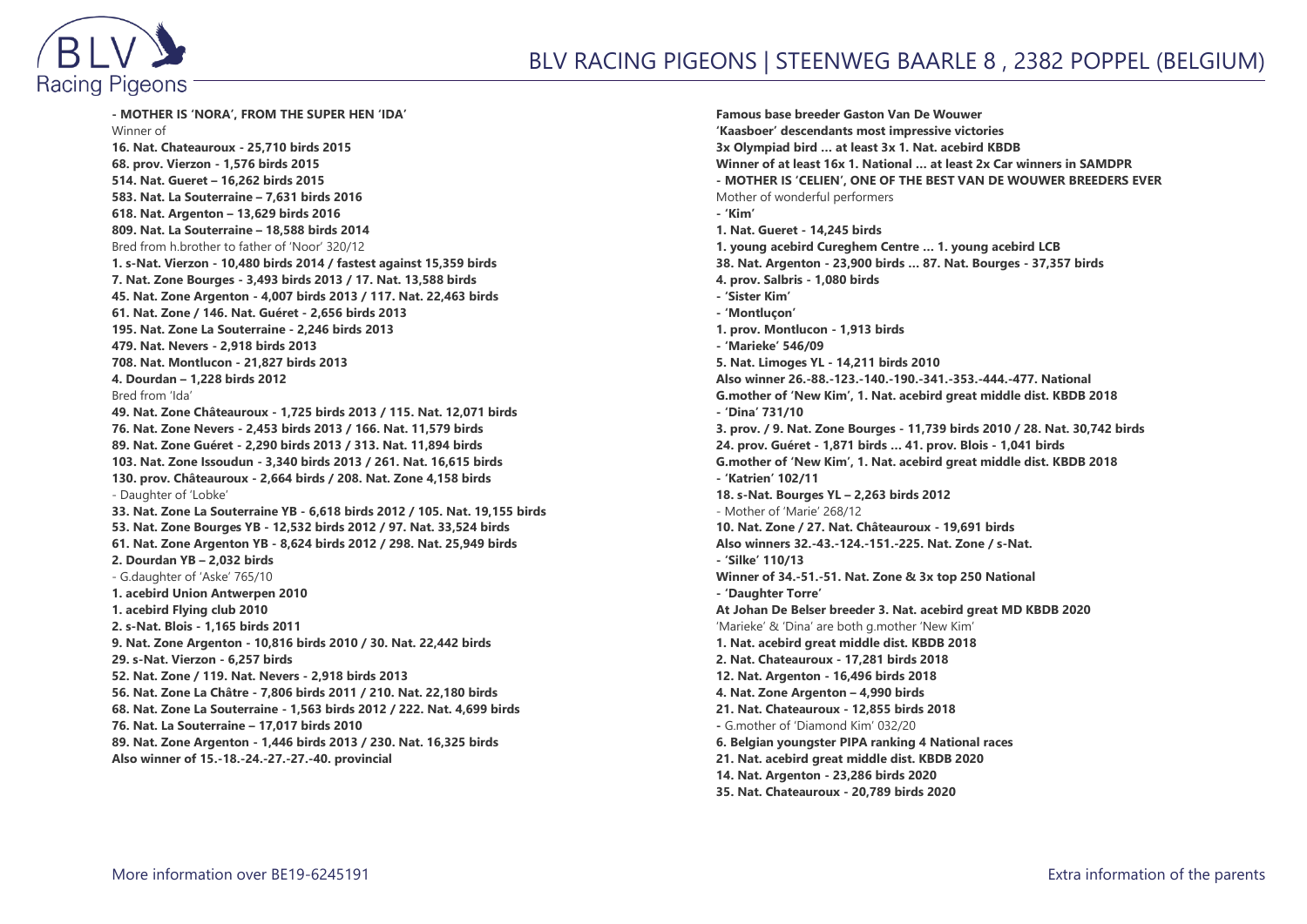**- MOTHER IS 'NORA', FROM THE SUPER HEN 'IDA'**

Winner of

**16. Nat. Chateauroux - 25,710 birds 2015**
**68. prov. Vierzon - 1,576 birds 2015**
**514. Nat. Gueret – 16,262 birds 2015**
**583. Nat. La Souterraine – 7,631 birds 2016**
**618. Nat. Argenton – 13,629 birds 2016**
**809. Nat. La Souterraine – 18,588 birds 2014**

Bred from h.brother to father of 'Noor' 320/12

**1. s-Nat. Vierzon - 10,480 birds 2014 / fastest against 15,359 birds**
**7. Nat. Zone Bourges - 3,493 birds 2013 / 17. Nat. 13,588 birds**
**45. Nat. Zone Argenton - 4,007 birds 2013 / 117. Nat. 22,463 birds**
**61. Nat. Zone / 146. Nat. Guéret - 2,656 birds 2013**
**195. Nat. Zone La Souterraine - 2,246 birds 2013**
**479. Nat. Nevers - 2,918 birds 2013**
**708. Nat. Montlucon - 21,827 birds 2013**
**4. Dourdan – 1,228 birds 2012**

Bred from 'Ida'

**49. Nat. Zone Châteauroux - 1,725 birds 2013 / 115. Nat. 12,071 birds**
**76. Nat. Zone Nevers - 2,453 birds 2013 / 166. Nat. 11,579 birds**
**89. Nat. Zone Guéret - 2,290 birds 2013 / 313. Nat. 11,894 birds**
**103. Nat. Zone Issoudun - 3,340 birds 2013 / 261. Nat. 16,615 birds**
**130. prov. Châteauroux - 2,664 birds / 208. Nat. Zone 4,158 birds**

- Daughter of 'Lobke'

**33. Nat. Zone La Souterraine YB - 6,618 birds 2012 / 105. Nat. 19,155 birds**
**53. Nat. Zone Bourges YB - 12,532 birds 2012 / 97. Nat. 33,524 birds**
**61. Nat. Zone Argenton YB - 8,624 birds 2012 / 298. Nat. 25,949 birds**
**2. Dourdan YB – 2,032 birds**

- G.daughter of 'Aske' 765/10

**1. acebird Union Antwerpen 2010**
**1. acebird Flying club 2010**
**2. s-Nat. Blois - 1,165 birds 2011**
**9. Nat. Zone Argenton - 10,816 birds 2010 / 30. Nat. 22,442 birds**
**29. s-Nat. Vierzon - 6,257 birds**
**52. Nat. Zone / 119. Nat. Nevers - 2,918 birds 2013**
**56. Nat. Zone La Châtre - 7,806 birds 2011 / 210. Nat. 22,180 birds**
**68. Nat. Zone La Souterraine - 1,563 birds 2012 / 222. Nat. 4,699 birds**
**76. Nat. La Souterraine – 17,017 birds 2010**
**89. Nat. Zone Argenton - 1,446 birds 2013 / 230. Nat. 16,325 birds**
**Also winner of 15.-18.-24.-27.-27.-40. provincial**

**Famous base breeder Gaston Van De Wouwer**
**'Kaasboer' descendants most impressive victories**
**3x Olympiad bird … at least 3x 1. Nat. acebird KBDB**
**Winner of at least 16x 1. National … at least 2x Car winners in SAMDPR**
**- MOTHER IS 'CELIEN', ONE OF THE BEST VAN DE WOUWER BREEDERS EVER**

Mother of wonderful performers

**- 'Kim'**
**1. Nat. Gueret - 14,245 birds**
**1. young acebird Cureghem Centre … 1. young acebird LCB**
**38. Nat. Argenton - 23,900 birds … 87. Nat. Bourges - 37,357 birds**
**4. prov. Salbris - 1,080 birds**
**- 'Sister Kim'**
**- 'Montluçon'**
**1. prov. Montlucon - 1,913 birds**
**- 'Marieke' 546/09**
**5. Nat. Limoges YL - 14,211 birds 2010**
**Also winner 26.-88.-123.-140.-190.-341.-353.-444.-477. National**
**G.mother of 'New Kim', 1. Nat. acebird great middle dist. KBDB 2018**
**- 'Dina' 731/10**
**3. prov. / 9. Nat. Zone Bourges - 11,739 birds 2010 / 28. Nat. 30,742 birds**
**24. prov. Guéret - 1,871 birds … 41. prov. Blois - 1,041 birds**
**G.mother of 'New Kim', 1. Nat. acebird great middle dist. KBDB 2018**
**- 'Katrien' 102/11**
**18. s-Nat. Bourges YL – 2,263 birds 2012**

- Mother of 'Marie' 268/12

**10. Nat. Zone / 27. Nat. Châteauroux - 19,691 birds**
**Also winners 32.-43.-124.-151.-225. Nat. Zone / s-Nat.**
**- 'Silke' 110/13**
**Winner of 34.-51.-51. Nat. Zone & 3x top 250 National**
**- 'Daughter Torre'**
**At Johan De Belser breeder 3. Nat. acebird great MD KBDB 2020**

'Marieke' & 'Dina' are both g.mother 'New Kim'

**1. Nat. acebird great middle dist. KBDB 2018**
**2. Nat. Chateauroux - 17,281 birds 2018**
**12. Nat. Argenton - 16,496 birds 2018**
**4. Nat. Zone Argenton – 4,990 birds**
**21. Nat. Chateauroux - 12,855 birds 2018**

**-** G.mother of 'Diamond Kim' 032/20

**6. Belgian youngster PIPA ranking 4 National races**
**21. Nat. acebird great middle dist. KBDB 2020**
**14. Nat. Argenton - 23,286 birds 2020**
**35. Nat. Chateauroux - 20,789 birds 2020**

More information over BE19-6245191

Extra information of the parents